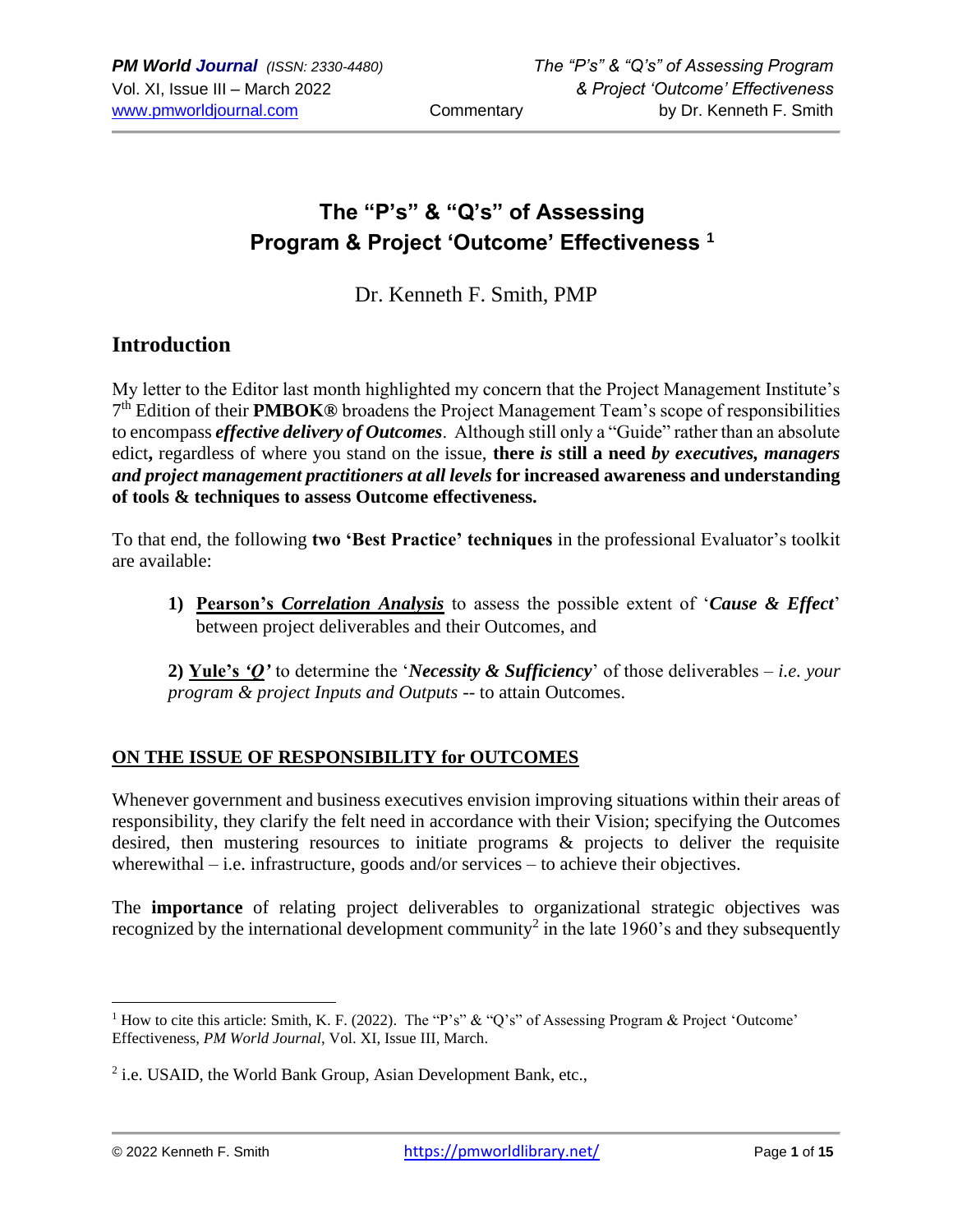# The "P's" & "Q's" of Assessing Program & Project 'Outcome' Effectiveness [1]

Dr. Kenneth F. Smith, PMP

## Introduction

My letter to the Editor last month highlighted my concern that the Project Management Institute's 7th Edition of their **PMBOK®** broadens the Project Management Team's scope of responsibilities to encompass ***effective delivery of Outcomes***. Although still only a "Guide" rather than an absolute edict**,** regardless of where you stand on the issue, **there *is* still a need *by executives, managers and project management practitioners at all levels* for increased awareness and understanding of tools & techniques to assess Outcome effectiveness.**

To that end, the following **two 'Best Practice' techniques** in the professional Evaluator's toolkit are available:

1) **Pearson's *Correlation Analysis*** to assess the possible extent of '***Cause & Effect***' between project deliverables and their Outcomes, and

2) **Yule's *'Q'*** to determine the '***Necessity & Sufficiency***' of those deliverables – *i.e. your program & project Inputs and Outputs* -- to attain Outcomes.

### ON THE ISSUE OF RESPONSIBILITY for OUTCOMES

Whenever government and business executives envision improving situations within their areas of responsibility, they clarify the felt need in accordance with their Vision; specifying the Outcomes desired, then mustering resources to initiate programs & projects to deliver the requisite wherewithal – i.e. infrastructure, goods and/or services – to achieve their objectives.

The **importance** of relating project deliverables to organizational strategic objectives was recognized by the international development community[2] in the late 1960's and they subsequently

---

[1] How to cite this article: Smith, K. F. (2022). The "P's" & "Q's" of Assessing Program & Project 'Outcome' Effectiveness, *PM World Journal*, Vol. XI, Issue III, March.

[2] i.e. USAID, the World Bank Group, Asian Development Bank, etc.,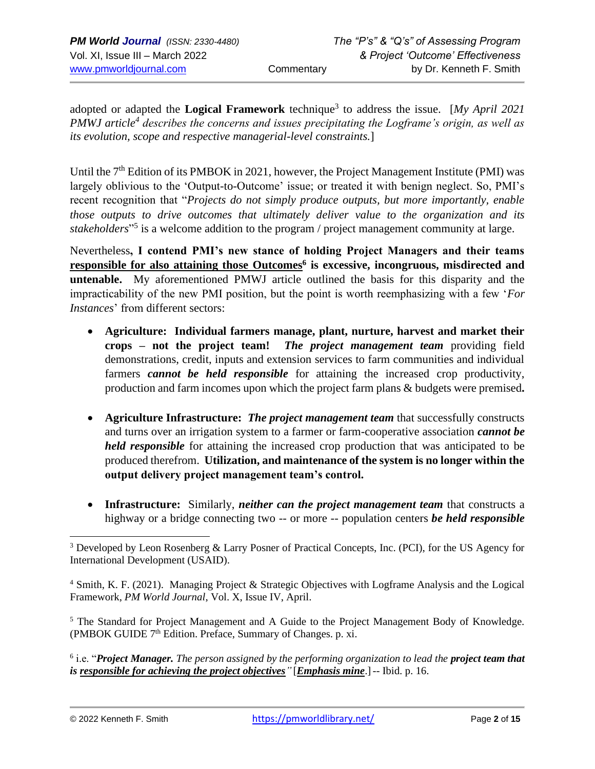adopted or adapted the **Logical Framework** technique[3] to address the issue. [*My April 2021 PMWJ article*[4] *describes the concerns and issues precipitating the Logframe's origin, as well as its evolution, scope and respective managerial-level constraints.*]

Until the 7th Edition of its PMBOK in 2021, however, the Project Management Institute (PMI) was largely oblivious to the 'Output-to-Outcome' issue; or treated it with benign neglect. So, PMI's recent recognition that "*Projects do not simply produce outputs, but more importantly, enable those outputs to drive outcomes that ultimately deliver value to the organization and its stakeholders*"[5] is a welcome addition to the program / project management community at large.

Nevertheless**, I contend PMI's new stance of holding Project Managers and their teams <u>responsible for also attaining those Outcomes</u>[6] is excessive, incongruous, misdirected and untenable.** My aforementioned PMWJ article outlined the basis for this disparity and the impracticability of the new PMI position, but the point is worth reemphasizing with a few '*For Instances*' from different sectors:

- **Agriculture: Individual farmers manage, plant, nurture, harvest and market their crops – not the project team!** ***The project management team*** providing field demonstrations, credit, inputs and extension services to farm communities and individual farmers ***cannot be held responsible*** for attaining the increased crop productivity, production and farm incomes upon which the project farm plans & budgets were premised**.**

- **Agriculture Infrastructure:** ***The project management team*** that successfully constructs and turns over an irrigation system to a farmer or farm-cooperative association ***cannot be held responsible*** for attaining the increased crop production that was anticipated to be produced therefrom. **Utilization, and maintenance of the system is no longer within the output delivery project management team's control.**

- **Infrastructure:** Similarly, ***neither can the project management team*** that constructs a highway or a bridge connecting two -- or more -- population centers ***be held responsible***

---

[3] Developed by Leon Rosenberg & Larry Posner of Practical Concepts, Inc. (PCI), for the US Agency for International Development (USAID).

[4] Smith, K. F. (2021). Managing Project & Strategic Objectives with Logframe Analysis and the Logical Framework, *PM World Journal*, Vol. X, Issue IV, April.

[5] The Standard for Project Management and A Guide to the Project Management Body of Knowledge. (PMBOK GUIDE 7th Edition. Preface, Summary of Changes. p. xi.

[6] i.e. "***Project Manager.*** *The person assigned by the performing organization to lead the* ***project team that is <u>responsible for achieving the project objectives</u>****"* [***<u>Emphasis mine</u>***.] -- Ibid. p. 16.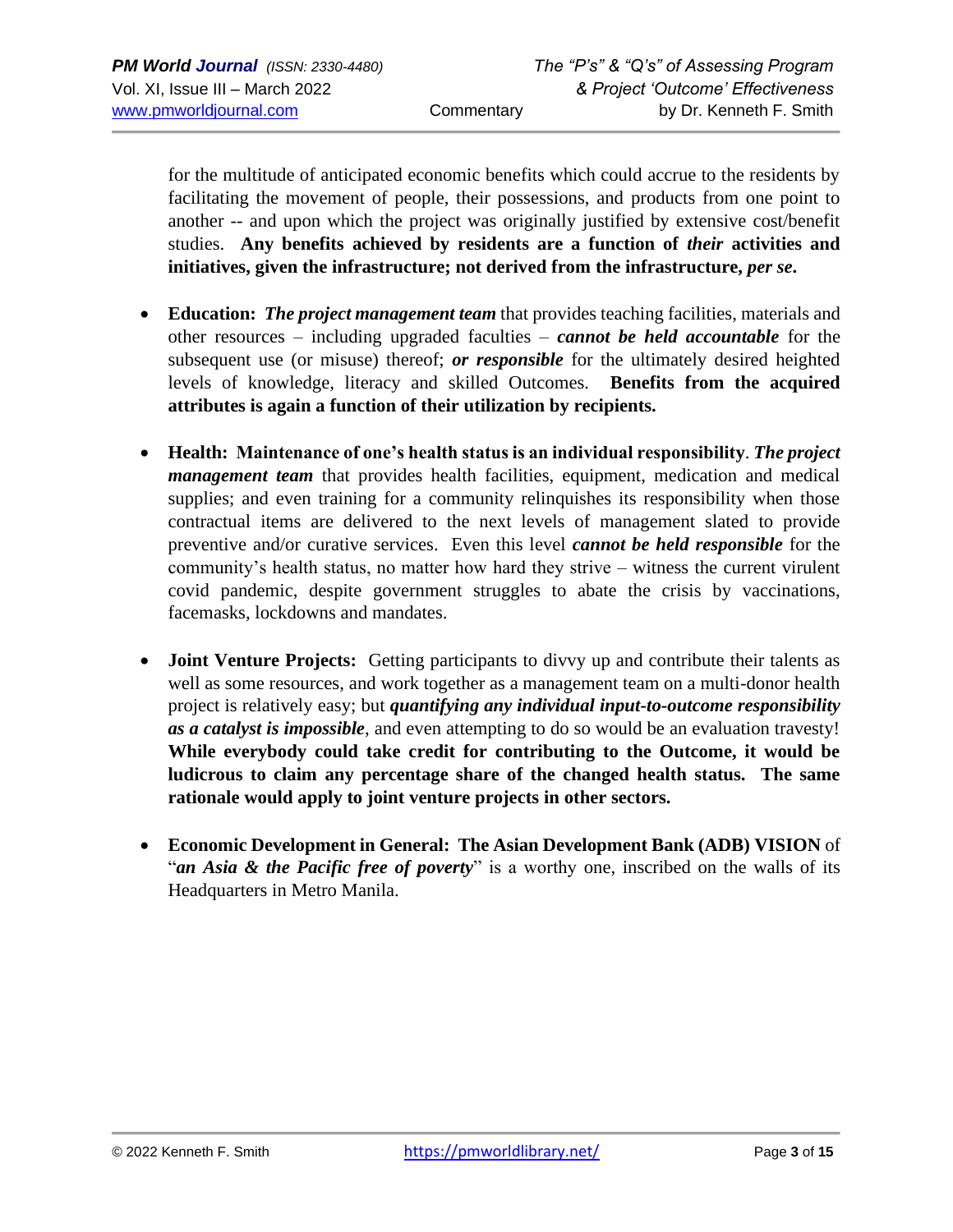for the multitude of anticipated economic benefits which could accrue to the residents by facilitating the movement of people, their possessions, and products from one point to another -- and upon which the project was originally justified by extensive cost/benefit studies. **Any benefits achieved by residents are a function of *their* activities and initiatives, given the infrastructure; not derived from the infrastructure, *per se*.**

- **Education:** ***The project management team*** that provides teaching facilities, materials and other resources – including upgraded faculties – ***cannot be held accountable*** for the subsequent use (or misuse) thereof; ***or responsible*** for the ultimately desired heighted levels of knowledge, literacy and skilled Outcomes. **Benefits from the acquired attributes is again a function of their utilization by recipients.**

- **Health: Maintenance of one's health status is an individual responsibility**. ***The project management team*** that provides health facilities, equipment, medication and medical supplies; and even training for a community relinquishes its responsibility when those contractual items are delivered to the next levels of management slated to provide preventive and/or curative services. Even this level ***cannot be held responsible*** for the community's health status, no matter how hard they strive – witness the current virulent covid pandemic, despite government struggles to abate the crisis by vaccinations, facemasks, lockdowns and mandates.

- **Joint Venture Projects:** Getting participants to divvy up and contribute their talents as well as some resources, and work together as a management team on a multi-donor health project is relatively easy; but ***quantifying any individual input-to-outcome responsibility as a catalyst is impossible***, and even attempting to do so would be an evaluation travesty! **While everybody could take credit for contributing to the Outcome, it would be ludicrous to claim any percentage share of the changed health status. The same rationale would apply to joint venture projects in other sectors.**

- **Economic Development in General: The Asian Development Bank (ADB) VISION** of "***an Asia & the Pacific free of poverty***" is a worthy one, inscribed on the walls of its Headquarters in Metro Manila.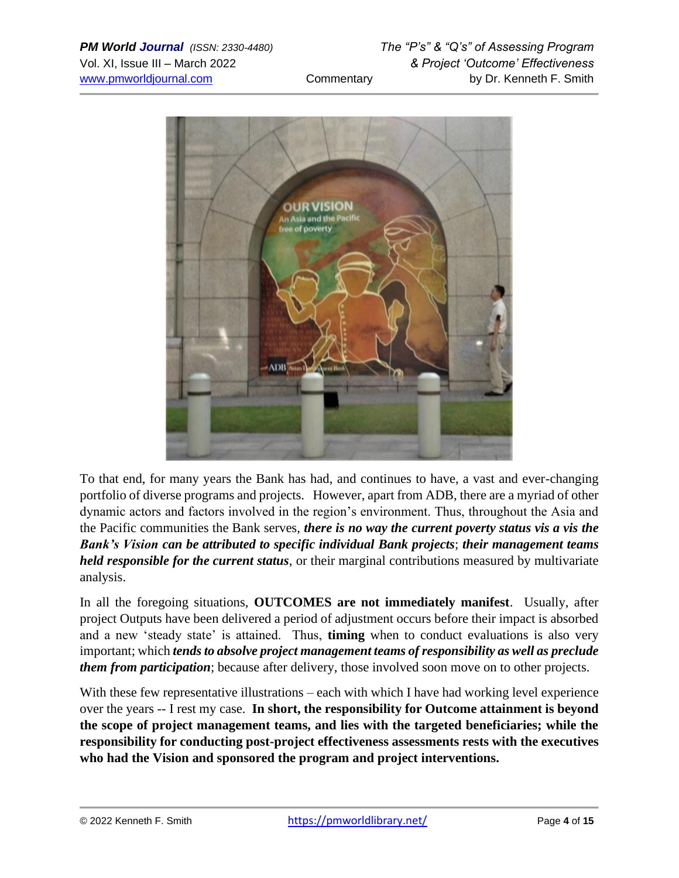To that end, for many years the Bank has had, and continues to have, a vast and ever-changing portfolio of diverse programs and projects. However, apart from ADB, there are a myriad of other dynamic actors and factors involved in the region's environment. Thus, throughout the Asia and the Pacific communities the Bank serves, ***there is no way the current poverty status vis a vis the Bank's Vision can be attributed to specific individual Bank projects***; ***their management teams held responsible for the current status***, or their marginal contributions measured by multivariate analysis.

In all the foregoing situations, **OUTCOMES are not immediately manifest**. Usually, after project Outputs have been delivered a period of adjustment occurs before their impact is absorbed and a new 'steady state' is attained. Thus, **timing** when to conduct evaluations is also very important; which ***tends to absolve project management teams of responsibility as well as preclude them from participation***; because after delivery, those involved soon move on to other projects.

With these few representative illustrations – each with which I have had working level experience over the years -- I rest my case. **In short, the responsibility for Outcome attainment is beyond the scope of project management teams, and lies with the targeted beneficiaries; while the responsibility for conducting post-project effectiveness assessments rests with the executives who had the Vision and sponsored the program and project interventions.**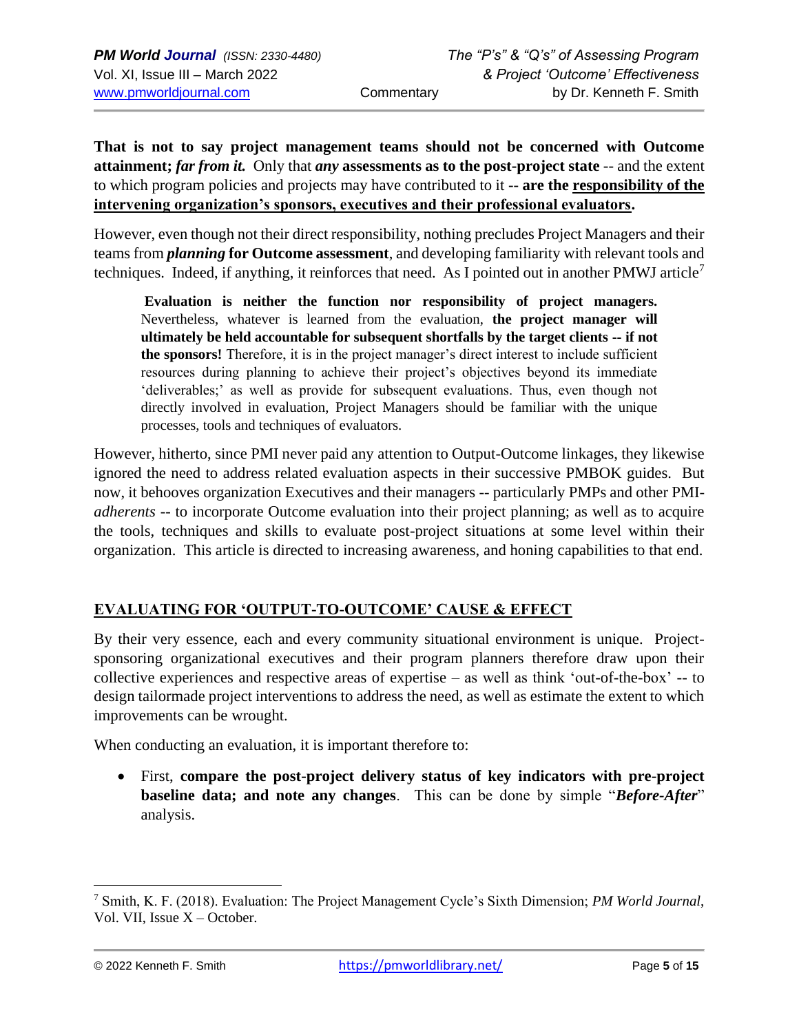**That is not to say project management teams should not be concerned with Outcome attainment; *far from it.*** Only that ***any*** **assessments as to the post-project state** -- and the extent to which program policies and projects may have contributed to it **-- are the <u>responsibility of the intervening organization's sponsors, executives and their professional evaluators</u>.**

However, even though not their direct responsibility, nothing precludes Project Managers and their teams from ***planning*** **for Outcome assessment**, and developing familiarity with relevant tools and techniques. Indeed, if anything, it reinforces that need. As I pointed out in another PMWJ article[7]

> **Evaluation is neither the function nor responsibility of project managers.** Nevertheless, whatever is learned from the evaluation, **the project manager will ultimately be held accountable for subsequent shortfalls by the target clients -- if not the sponsors!** Therefore, it is in the project manager's direct interest to include sufficient resources during planning to achieve their project's objectives beyond its immediate 'deliverables;' as well as provide for subsequent evaluations. Thus, even though not directly involved in evaluation, Project Managers should be familiar with the unique processes, tools and techniques of evaluators.

However, hitherto, since PMI never paid any attention to Output-Outcome linkages, they likewise ignored the need to address related evaluation aspects in their successive PMBOK guides. But now, it behooves organization Executives and their managers -- particularly PMPs and other PMI-*adherents* -- to incorporate Outcome evaluation into their project planning; as well as to acquire the tools, techniques and skills to evaluate post-project situations at some level within their organization. This article is directed to increasing awareness, and honing capabilities to that end.

## <u>EVALUATING FOR 'OUTPUT-TO-OUTCOME' CAUSE & EFFECT</u>

By their very essence, each and every community situational environment is unique. Project-sponsoring organizational executives and their program planners therefore draw upon their collective experiences and respective areas of expertise – as well as think 'out-of-the-box' -- to design tailormade project interventions to address the need, as well as estimate the extent to which improvements can be wrought.

When conducting an evaluation, it is important therefore to:

- First, **compare the post-project delivery status of key indicators with pre-project baseline data; and note any changes**. This can be done by simple "***Before-After***" analysis.

---

[7] Smith, K. F. (2018). Evaluation: The Project Management Cycle's Sixth Dimension; *PM World Journal*, Vol. VII, Issue X – October.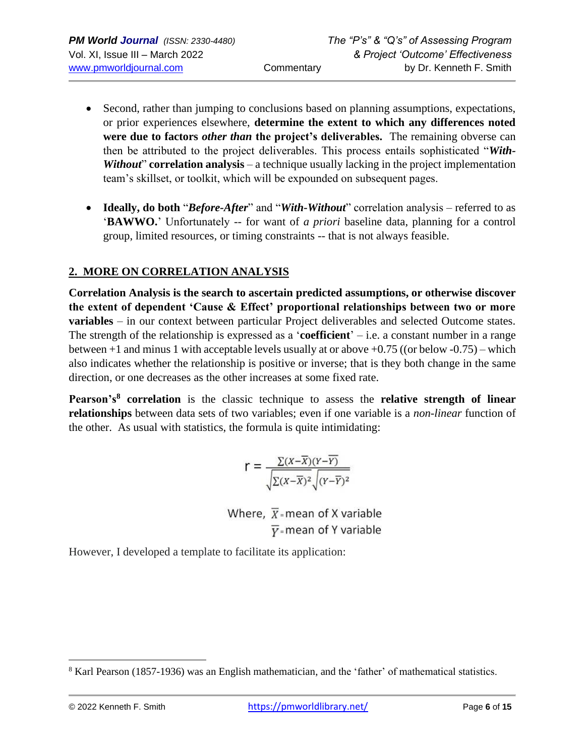- Second, rather than jumping to conclusions based on planning assumptions, expectations, or prior experiences elsewhere, **determine the extent to which any differences noted were due to factors *other than* the project's deliverables.** The remaining obverse can then be attributed to the project deliverables. This process entails sophisticated "***With-Without***" **correlation analysis** – a technique usually lacking in the project implementation team's skillset, or toolkit, which will be expounded on subsequent pages.

- **Ideally, do both** "***Before-After***" and "***With-Without***" correlation analysis – referred to as '**BAWWO.**' Unfortunately -- for want of *a priori* baseline data, planning for a control group, limited resources, or timing constraints -- that is not always feasible.

## 2. MORE ON CORRELATION ANALYSIS

**Correlation Analysis is the search to ascertain predicted assumptions, or otherwise discover the extent of dependent 'Cause & Effect' proportional relationships between two or more variables** – in our context between particular Project deliverables and selected Outcome states. The strength of the relationship is expressed as a '**coefficient**' – i.e. a constant number in a range between +1 and minus 1 with acceptable levels usually at or above +0.75 ((or below -0.75) – which also indicates whether the relationship is positive or inverse; that is they both change in the same direction, or one decreases as the other increases at some fixed rate.

**Pearson's[8] correlation** is the classic technique to assess the **relative strength of linear relationships** between data sets of two variables; even if one variable is a *non-linear* function of the other. As usual with statistics, the formula is quite intimidating:

$$r = \frac{\sum(X-\overline{X})(Y-\overline{Y})}{\sqrt{\sum(X-\overline{X})^2}\sqrt{(Y-\overline{Y})^2}}$$

Where, $\overline{X}$ = mean of X variable

$\overline{Y}$ = mean of Y variable

However, I developed a template to facilitate its application:

---

[8] Karl Pearson (1857-1936) was an English mathematician, and the 'father' of mathematical statistics.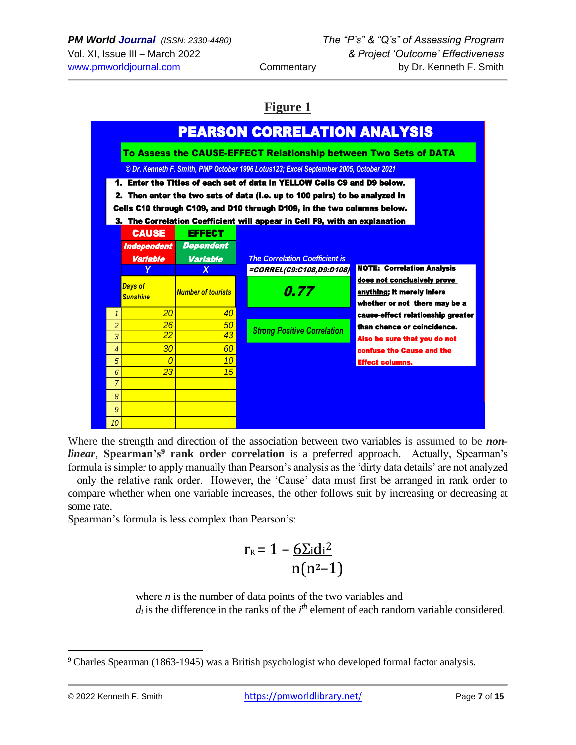**Figure 1**

# PEARSON CORRELATION ANALYSIS

**To Assess the CAUSE-EFFECT Relationship between Two Sets of DATA**

*© Dr. Kenneth F. Smith, PMP October 1996 Lotus123; Excel September 2005, October 2021*

1. Enter the Titles of each set of data in YELLOW Cells C9 and D9 below.
2. Then enter the two sets of data (i.e. up to 100 pairs) to be analyzed in Cells C10 through C109, and D10 through D109, in the two columns below.
3. The Correlation Coefficient will appear in Cell F9, with an explanation

| | CAUSE *Independent Variable* Y | EFFECT *Dependent Variable* X |
|---|---|---|
| | *Days of Sunshine* | *Number of tourists* |
| 1 | 20 | 40 |
| 2 | 26 | 50 |
| 3 | 22 | 43 |
| 4 | 30 | 60 |
| 5 | 0 | 10 |
| 6 | 23 | 15 |
| 7 | | |
| 8 | | |
| 9 | | |
| 10 | | |

*The Correlation Coefficient is* **=CORREL(C9:C108,D9:D108)**

***0.77***

*Strong Positive Correlation*

**NOTE: Correlation Analysis does not conclusively prove anything; it merely infers whether or not there may be a cause-effect relationship greater than chance or coincidence. Also be sure that you do not confuse the Cause and the Effect columns.**

Where the strength and direction of the association between two variables is assumed to be ***non-linear***, **Spearman's**[9] **rank order correlation** is a preferred approach. Actually, Spearman's formula is simpler to apply manually than Pearson's analysis as the 'dirty data details' are not analyzed – only the relative rank order. However, the 'Cause' data must first be arranged in rank order to compare whether when one variable increases, the other follows suit by increasing or decreasing at some rate.

Spearman's formula is less complex than Pearson's:

$$r_R = 1 - \frac{6\Sigma_i d_i^2}{n(n^2-1)}$$

where $n$ is the number of data points of the two variables and
$d_i$ is the difference in the ranks of the $i^{th}$ element of each random variable considered.

---

[9] Charles Spearman (1863-1945) was a British psychologist who developed formal factor analysis.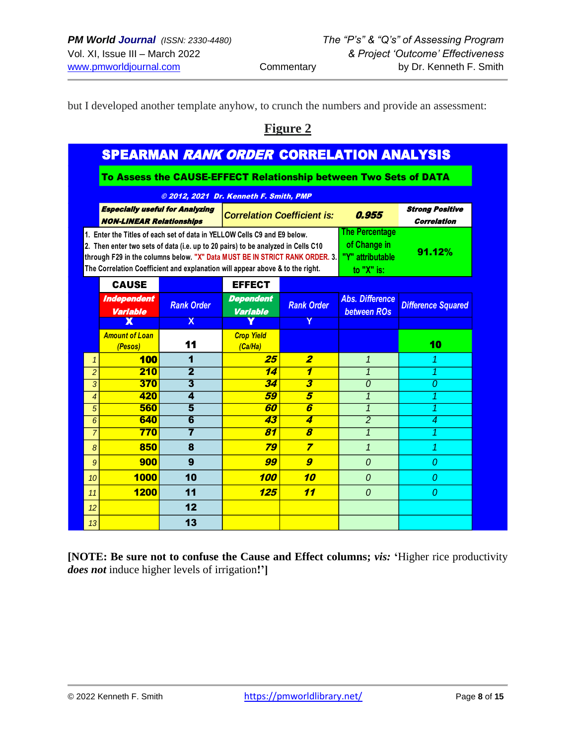but I developed another template anyhow, to crunch the numbers and provide an assessment:

**Figure 2**

**SPEARMAN *RANK ORDER* CORRELATION ANALYSIS**

**To Assess the CAUSE-EFFECT Relationship between Two Sets of DATA**

*© 2012, 2021 Dr. Kenneth F. Smith, PMP*

***Especially useful for Analyzing NON-LINEAR Relationships*** | *Correlation Coefficient is:* **0.955** | ***Strong Positive Correlation***

1. Enter the Titles of each set of data in YELLOW Cells C9 and E9 below.
2. Then enter two sets of data (i.e. up to 20 pairs) to be analyzed in Cells C10 through F29 in the columns below. "X" Data MUST BE IN STRICT RANK ORDER.
3. The Correlation Coefficient and explanation will appear above & to the right.

The Percentage of Change in "Y" attributable to "X" is: **91.12%**

| | CAUSE | | EFFECT | | | |
|---|---|---|---|---|---|---|
| | *Independent Variable* **X** | Rank Order X | *Dependent Variable* **Y** | Rank Order Y | Abs. Difference between ROs | Difference Squared |
| | Amount of Loan (Pesos) | **11** | Crop Yield (Ca/Ha) | | | **10** |
| 1 | 100 | 1 | 25 | 2 | 1 | 1 |
| 2 | 210 | 2 | 14 | 1 | 1 | 1 |
| 3 | 370 | 3 | 34 | 3 | 0 | 0 |
| 4 | 420 | 4 | 59 | 5 | 1 | 1 |
| 5 | 560 | 5 | 60 | 6 | 1 | 1 |
| 6 | 640 | 6 | 43 | 4 | 2 | 4 |
| 7 | 770 | 7 | 81 | 8 | 1 | 1 |
| 8 | 850 | 8 | 79 | 7 | 1 | 1 |
| 9 | 900 | 9 | 99 | 9 | 0 | 0 |
| 10 | 1000 | 10 | 100 | 10 | 0 | 0 |
| 11 | 1200 | 11 | 125 | 11 | 0 | 0 |
| 12 | | 12 | | | | |
| 13 | | 13 | | | | |

**[NOTE: Be sure not to confuse the Cause and Effect columns; *vis:* '**Higher rice productivity ***does not*** induce higher levels of irrigation**!']**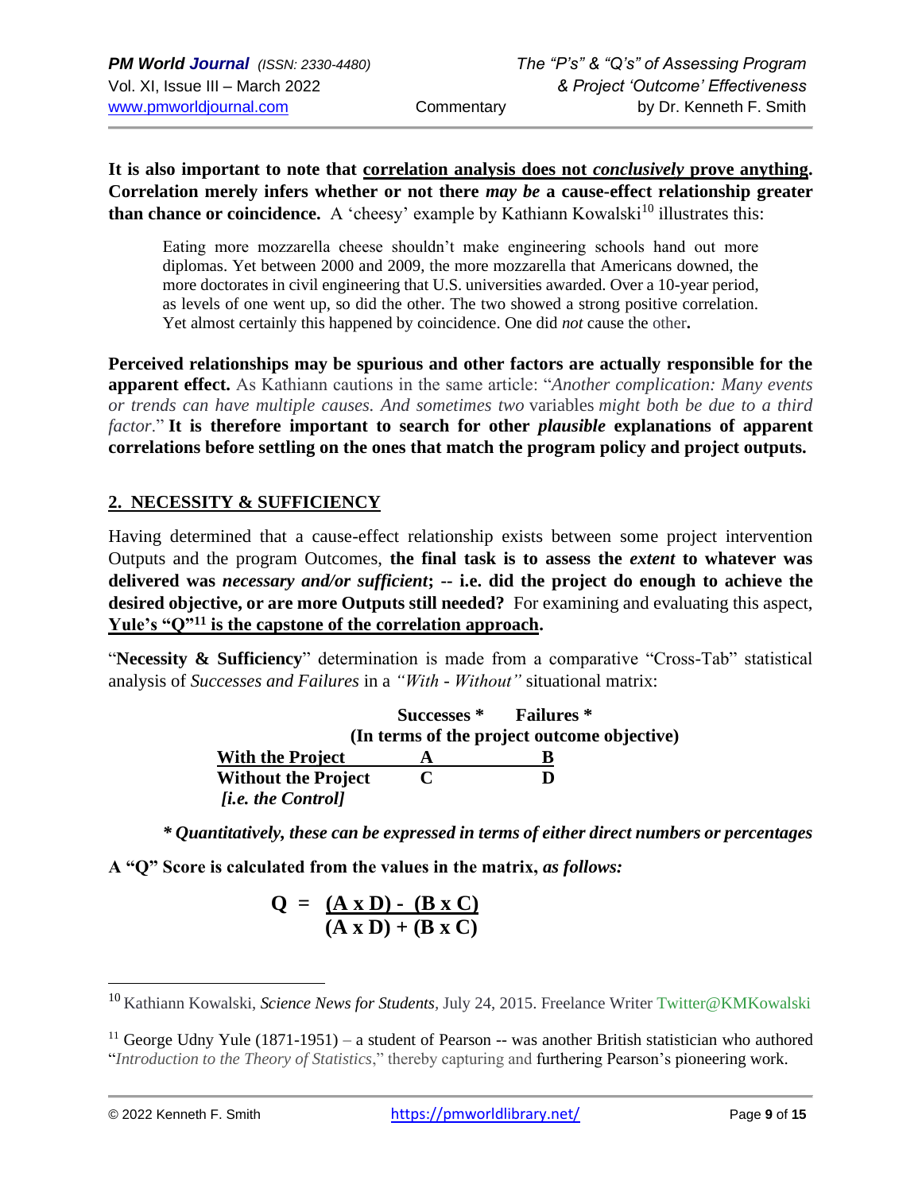**It is also important to note that <u>correlation analysis does not *conclusively* prove anything</u>. Correlation merely infers whether or not there *may be* a cause-effect relationship greater than chance or coincidence.** A 'cheesy' example by Kathiann Kowalski[10] illustrates this:

> Eating more mozzarella cheese shouldn't make engineering schools hand out more diplomas. Yet between 2000 and 2009, the more mozzarella that Americans downed, the more doctorates in civil engineering that U.S. universities awarded. Over a 10-year period, as levels of one went up, so did the other. The two showed a strong positive correlation. Yet almost certainly this happened by coincidence. One did *not* cause the other**.**

**Perceived relationships may be spurious and other factors are actually responsible for the apparent effect.** As Kathiann cautions in the same article: "*Another complication: Many events or trends can have multiple causes. And sometimes two* variables *might both be due to a third factor*." **It is therefore important to search for other *plausible* explanations of apparent correlations before settling on the ones that match the program policy and project outputs.**

## 2. NECESSITY & SUFFICIENCY

Having determined that a cause-effect relationship exists between some project intervention Outputs and the program Outcomes, **the final task is to assess the *extent* to whatever was delivered was *necessary and/or sufficient*; -- i.e. did the project do enough to achieve the desired objective, or are more Outputs still needed?** For examining and evaluating this aspect, **<u>Yule's "Q"[11] is the capstone of the correlation approach</u>.**

"**Necessity & Sufficiency**" determination is made from a comparative "Cross-Tab" statistical analysis of *Successes and Failures* in a *"With - Without"* situational matrix:

| | **Successes \*** | **Failures \*** |
|---|---|---|
| | **(In terms of the project outcome objective)** | |
| **With the Project** | **A** | **B** |
| **Without the Project** *[i.e. the Control]* | **C** | **D** |

***\* Quantitatively, these can be expressed in terms of either direct numbers or percentages***

**A "Q" Score is calculated from the values in the matrix, *as follows:***

$$Q = \frac{(A \times D) - (B \times C)}{(A \times D) + (B \times C)}$$

---

[10] Kathiann Kowalski, *Science News for Students*, July 24, 2015. Freelance Writer Twitter@KMKowalski

[11] George Udny Yule (1871-1951) – a student of Pearson -- was another British statistician who authored "*Introduction to the Theory of Statistics*," thereby capturing and furthering Pearson's pioneering work.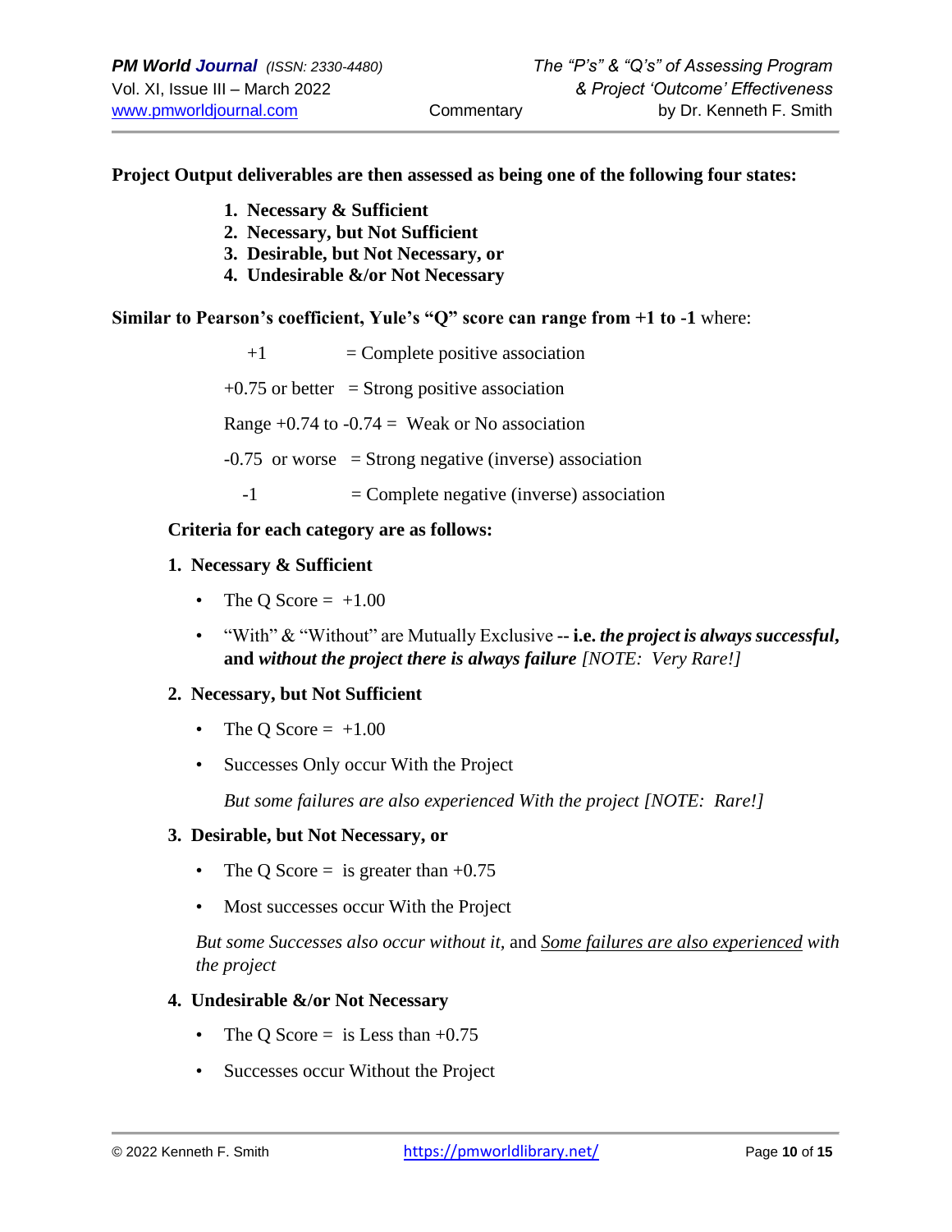**Project Output deliverables are then assessed as being one of the following four states:**

1. **Necessary & Sufficient**
2. **Necessary, but Not Sufficient**
3. **Desirable, but Not Necessary, or**
4. **Undesirable &/or Not Necessary**

**Similar to Pearson's coefficient, Yule's "Q" score can range from +1 to -1** where:

+1 = Complete positive association

+0.75 or better = Strong positive association

Range +0.74 to -0.74 = Weak or No association

-0.75 or worse = Strong negative (inverse) association

-1 = Complete negative (inverse) association

**Criteria for each category are as follows:**

**1. Necessary & Sufficient**

- The Q Score = +1.00
- "With" & "Without" are Mutually Exclusive **-- i.e.** ***the project is always successful*****, and** ***without the project there is always failure*** *[NOTE: Very Rare!]*

**2. Necessary, but Not Sufficient**

- The Q Score = +1.00
- Successes Only occur With the Project

  *But some failures are also experienced With the project [NOTE: Rare!]*

**3. Desirable, but Not Necessary, or**

- The Q Score = is greater than +0.75
- Most successes occur With the Project

*But some Successes also occur without it*, and *Some failures are also experienced with the project*

**4. Undesirable &/or Not Necessary**

- The Q Score = is Less than +0.75
- Successes occur Without the Project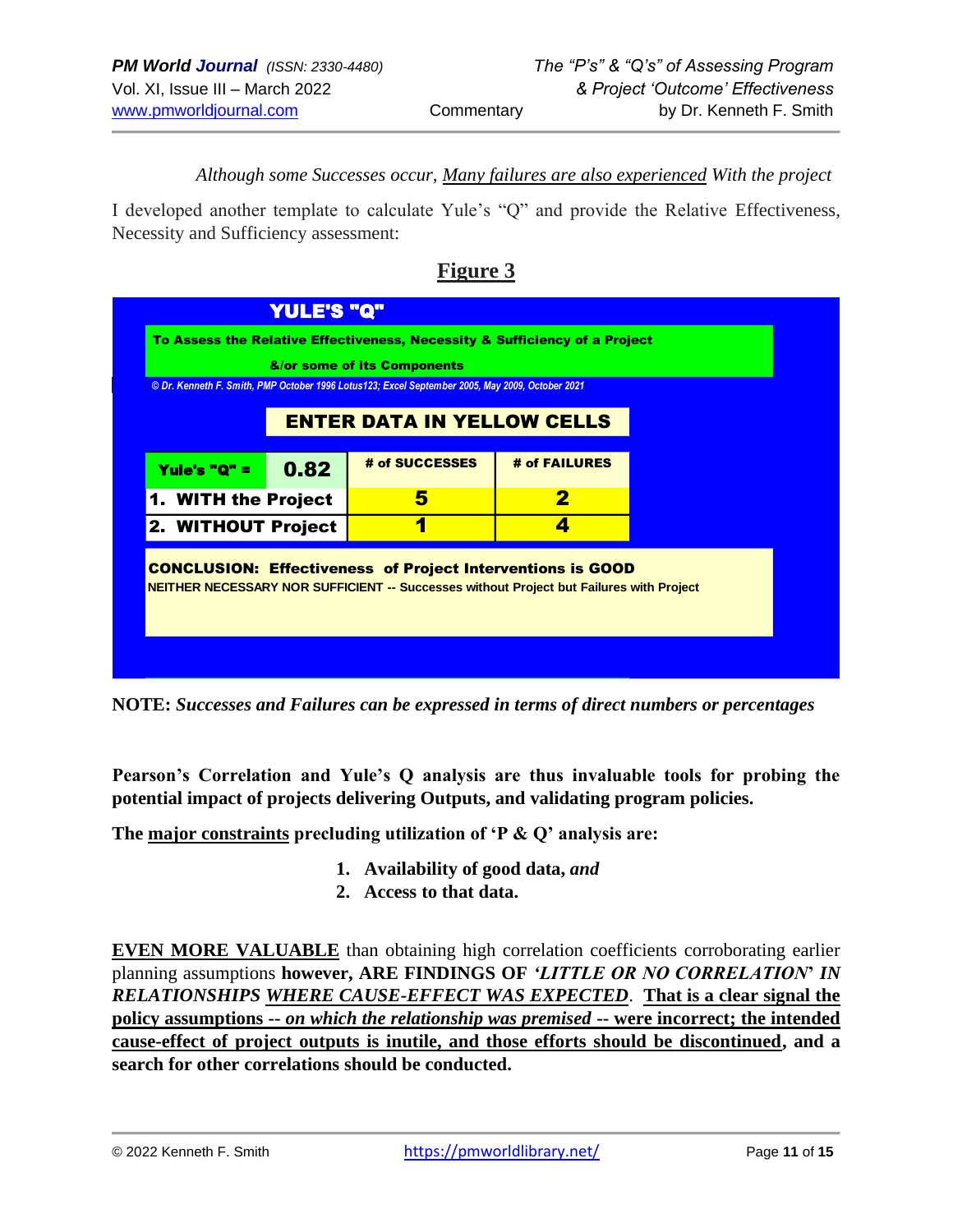*Although some Successes occur, <u>Many failures are also experienced</u> With the project*

I developed another template to calculate Yule's "Q" and provide the Relative Effectiveness, Necessity and Sufficiency assessment:

## Figure 3

**YULE'S "Q"**

**To Assess the Relative Effectiveness, Necessity & Sufficiency of a Project &/or some of its Components**

*© Dr. Kenneth F. Smith, PMP October 1996 Lotus123; Excel September 2005, May 2009, October 2021*

**ENTER DATA IN YELLOW CELLS**

| Yule's "Q" = 0.82 | # of SUCCESSES | # of FAILURES |
|---|---|---|
| 1. WITH the Project | 5 | 2 |
| 2. WITHOUT Project | 1 | 4 |

**CONCLUSION: Effectiveness of Project Interventions is GOOD**
NEITHER NECESSARY NOR SUFFICIENT -- Successes without Project but Failures with Project

**NOTE:** ***Successes and Failures can be expressed in terms of direct numbers or percentages***

**Pearson's Correlation and Yule's Q analysis are thus invaluable tools for probing the potential impact of projects delivering Outputs, and validating program policies.**

**The <u>major constraints</u> precluding utilization of 'P & Q' analysis are:**

1. **Availability of good data,** ***and***
2. **Access to that data.**

**<u>EVEN MORE VALUABLE</u>** than obtaining high correlation coefficients corroborating earlier planning assumptions **however, ARE FINDINGS OF *'LITTLE OR NO CORRELATION'* IN *RELATIONSHIPS <u>WHERE CAUSE-EFFECT WAS EXPECTED</u>*. <u>That is a clear signal the policy assumptions -- *on which the relationship was premised* -- were incorrect; the intended cause-effect of project outputs is inutile, and those efforts should be discontinued</u>, and a search for other correlations should be conducted.**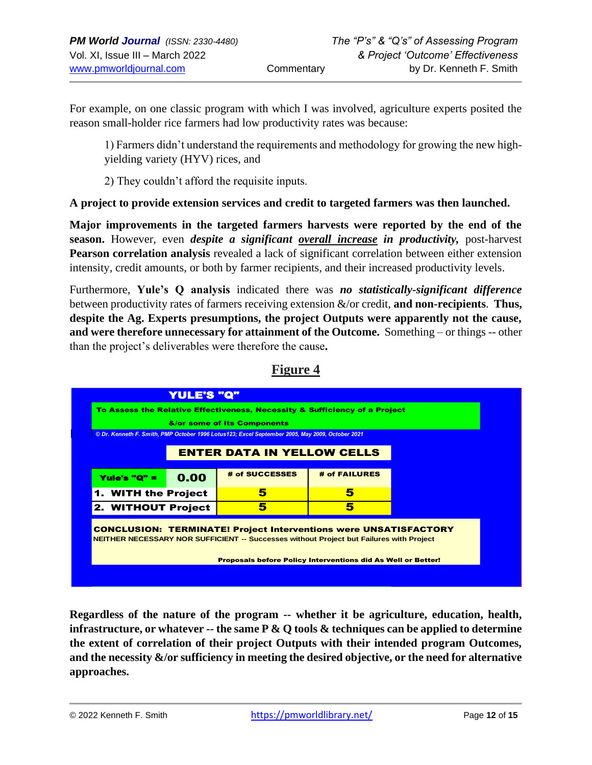For example, on one classic program with which I was involved, agriculture experts posited the reason small-holder rice farmers had low productivity rates was because:

> 1) Farmers didn't understand the requirements and methodology for growing the new high-yielding variety (HYV) rices, and
>
> 2) They couldn't afford the requisite inputs.

**A project to provide extension services and credit to targeted farmers was then launched.**

**Major improvements in the targeted farmers harvests were reported by the end of the season.** However, even ***despite a significant <u>overall increase</u> in productivity,*** post-harvest **Pearson correlation analysis** revealed a lack of significant correlation between either extension intensity, credit amounts, or both by farmer recipients, and their increased productivity levels.

Furthermore, **Yule's Q analysis** indicated there was ***no statistically-significant difference*** between productivity rates of farmers receiving extension &/or credit, **and non-recipients**. **Thus, despite the Ag. Experts presumptions, the project Outputs were apparently not the cause, and were therefore unnecessary for attainment of the Outcome.** Something – or things -- other than the project's deliverables were therefore the cause**.**

## Figure 4

**YULE'S "Q"**

**To Assess the Relative Effectiveness, Necessity & Sufficiency of a Project &/or some of its Components**

*© Dr. Kenneth F. Smith, PMP October 1996 Lotus123; Excel September 2005, May 2009, October 2021*

**ENTER DATA IN YELLOW CELLS**

| Yule's "Q" = 0.00 | # of SUCCESSES | # of FAILURES |
|---|---|---|
| 1. WITH the Project | 5 | 5 |
| 2. WITHOUT Project | 5 | 5 |

**CONCLUSION: TERMINATE! Project Interventions were UNSATISFACTORY**
NEITHER NECESSARY NOR SUFFICIENT -- Successes without Project but Failures with Project

**Proposals before Policy Interventions did As Well or Better!**

**Regardless of the nature of the program -- whether it be agriculture, education, health, infrastructure, or whatever -- the same P & Q tools & techniques can be applied to determine the extent of correlation of their project Outputs with their intended program Outcomes, and the necessity &/or sufficiency in meeting the desired objective, or the need for alternative approaches.**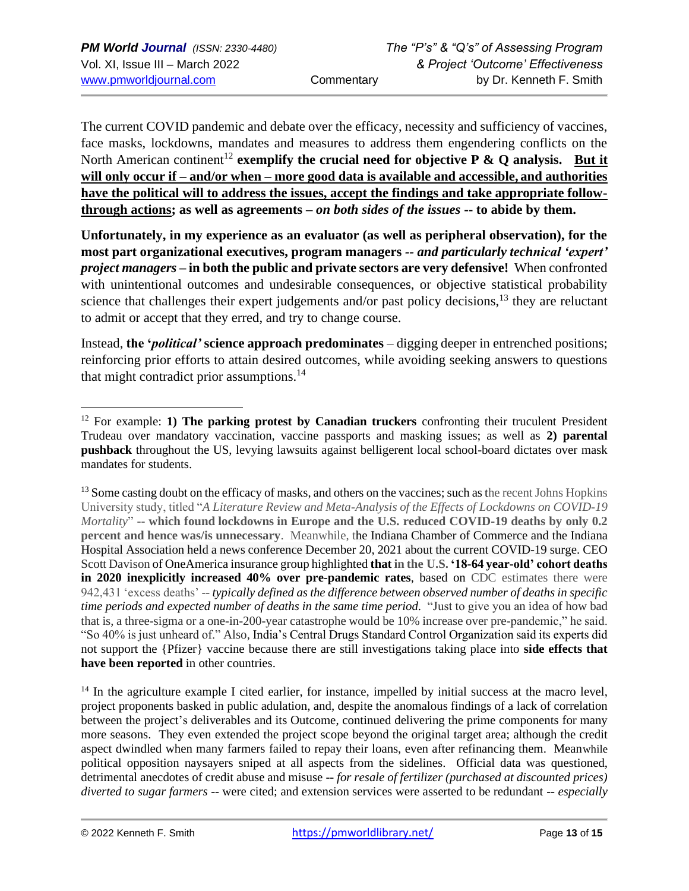The current COVID pandemic and debate over the efficacy, necessity and sufficiency of vaccines, face masks, lockdowns, mandates and measures to address them engendering conflicts on the North American continent[12] **exemplify the crucial need for objective P & Q analysis. <u>But it will only occur if – and/or when – more good data is available and accessible, and authorities have the political will to address the issues, accept the findings and take appropriate follow-through actions</u>; as well as agreements –** ***on both sides of the issues*** **-- to abide by them.**

**Unfortunately, in my experience as an evaluator (as well as peripheral observation), for the most part organizational executives, program managers --** ***and particularly technical 'expert' project managers*** **– in both the public and private sectors are very defensive!** When confronted with unintentional outcomes and undesirable consequences, or objective statistical probability science that challenges their expert judgements and/or past policy decisions,[13] they are reluctant to admit or accept that they erred, and try to change course.

Instead, **the '*political*' science approach predominates** – digging deeper in entrenched positions; reinforcing prior efforts to attain desired outcomes, while avoiding seeking answers to questions that might contradict prior assumptions.[14]

---

[12] For example: **1) The parking protest by Canadian truckers** confronting their truculent President Trudeau over mandatory vaccination, vaccine passports and masking issues; as well as **2) parental pushback** throughout the US, levying lawsuits against belligerent local school-board dictates over mask mandates for students.

[13] Some casting doubt on the efficacy of masks, and others on the vaccines; such as the recent Johns Hopkins University study, titled "*A Literature Review and Meta-Analysis of the Effects of Lockdowns on COVID-19 Mortality*" -- **which found lockdowns in Europe and the U.S. reduced COVID-19 deaths by only 0.2 percent and hence was/is unnecessary**. Meanwhile, the Indiana Chamber of Commerce and the Indiana Hospital Association held a news conference December 20, 2021 about the current COVID-19 surge. CEO Scott Davison of OneAmerica insurance group highlighted **that in the U.S. '18-64 year-old' cohort deaths in 2020 inexplicitly increased 40% over pre-pandemic rates**, based on CDC estimates there were 942,431 'excess deaths' -- *typically defined as the difference between observed number of deaths in specific time periods and expected number of deaths in the same time period.* "Just to give you an idea of how bad that is, a three-sigma or a one-in-200-year catastrophe would be 10% increase over pre-pandemic," he said. "So 40% is just unheard of." Also, India's Central Drugs Standard Control Organization said its experts did not support the {Pfizer} vaccine because there are still investigations taking place into **side effects that have been reported** in other countries.

[14] In the agriculture example I cited earlier, for instance, impelled by initial success at the macro level, project proponents basked in public adulation, and, despite the anomalous findings of a lack of correlation between the project's deliverables and its Outcome, continued delivering the prime components for many more seasons. They even extended the project scope beyond the original target area; although the credit aspect dwindled when many farmers failed to repay their loans, even after refinancing them. Meanwhile political opposition naysayers sniped at all aspects from the sidelines. Official data was questioned, detrimental anecdotes of credit abuse and misuse -- *for resale of fertilizer (purchased at discounted prices) diverted to sugar farmers* -- were cited; and extension services were asserted to be redundant -- *especially*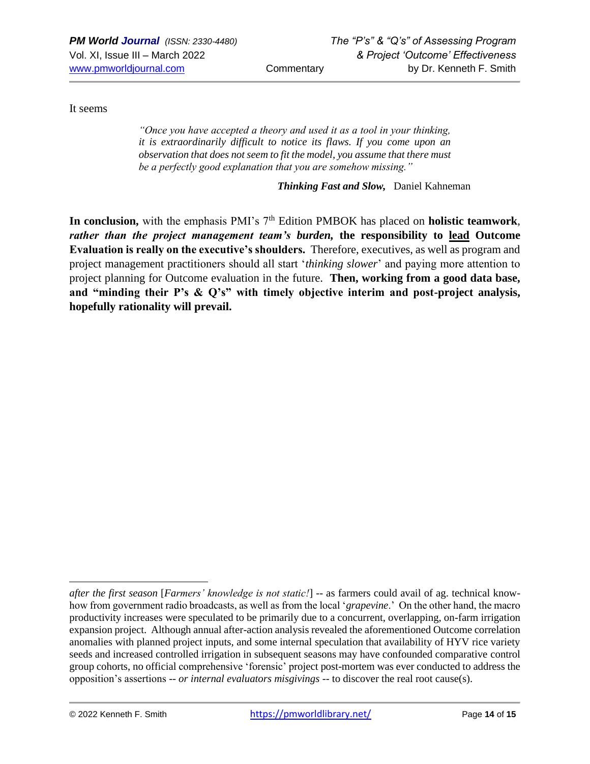It seems

> *"Once you have accepted a theory and used it as a tool in your thinking, it is extraordinarily difficult to notice its flaws. If you come upon an observation that does not seem to fit the model, you assume that there must be a perfectly good explanation that you are somehow missing."*
>
> ***Thinking Fast and Slow,*** Daniel Kahneman

**In conclusion,** with the emphasis PMI's 7th Edition PMBOK has placed on **holistic teamwork**, ***rather than the project management team's burden,*** **the responsibility to <u>lead</u> Outcome Evaluation is really on the executive's shoulders.** Therefore, executives, as well as program and project management practitioners should all start '*thinking slower*' and paying more attention to project planning for Outcome evaluation in the future. **Then, working from a good data base, and "minding their P's & Q's" with timely objective interim and post-project analysis, hopefully rationality will prevail.**

---

*after the first season* [*Farmers' knowledge is not static!*] -- as farmers could avail of ag. technical know-how from government radio broadcasts, as well as from the local '*grapevine*.' On the other hand, the macro productivity increases were speculated to be primarily due to a concurrent, overlapping, on-farm irrigation expansion project. Although annual after-action analysis revealed the aforementioned Outcome correlation anomalies with planned project inputs, and some internal speculation that availability of HYV rice variety seeds and increased controlled irrigation in subsequent seasons may have confounded comparative control group cohorts, no official comprehensive 'forensic' project post-mortem was ever conducted to address the opposition's assertions -- *or internal evaluators misgivings* -- to discover the real root cause(s).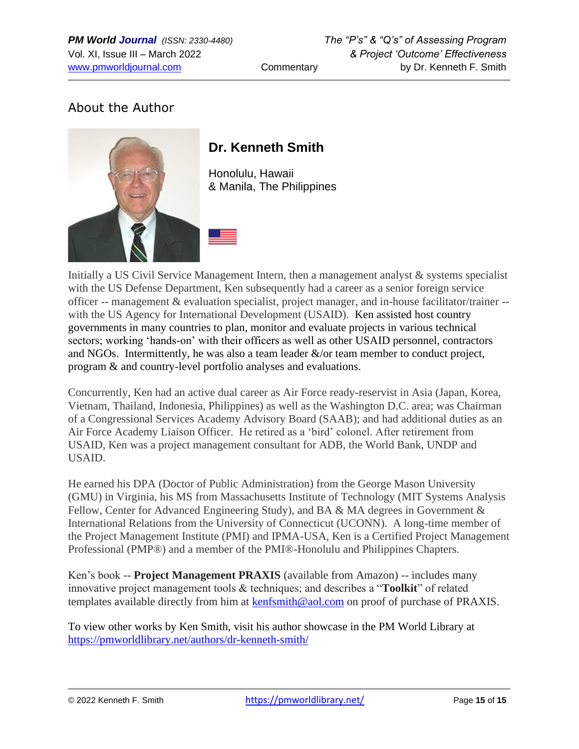## About the Author

### Dr. Kenneth Smith

Honolulu, Hawaii
& Manila, The Philippines

Initially a US Civil Service Management Intern, then a management analyst & systems specialist with the US Defense Department, Ken subsequently had a career as a senior foreign service officer -- management & evaluation specialist, project manager, and in-house facilitator/trainer -- with the US Agency for International Development (USAID). Ken assisted host country governments in many countries to plan, monitor and evaluate projects in various technical sectors; working 'hands-on' with their officers as well as other USAID personnel, contractors and NGOs. Intermittently, he was also a team leader &/or team member to conduct project, program & and country-level portfolio analyses and evaluations.

Concurrently, Ken had an active dual career as Air Force ready-reservist in Asia (Japan, Korea, Vietnam, Thailand, Indonesia, Philippines) as well as the Washington D.C. area; was Chairman of a Congressional Services Academy Advisory Board (SAAB); and had additional duties as an Air Force Academy Liaison Officer. He retired as a 'bird' colonel. After retirement from USAID, Ken was a project management consultant for ADB, the World Bank, UNDP and USAID.

He earned his DPA (Doctor of Public Administration) from the George Mason University (GMU) in Virginia, his MS from Massachusetts Institute of Technology (MIT Systems Analysis Fellow, Center for Advanced Engineering Study), and BA & MA degrees in Government & International Relations from the University of Connecticut (UCONN). A long-time member of the Project Management Institute (PMI) and IPMA-USA, Ken is a Certified Project Management Professional (PMP®) and a member of the PMI®-Honolulu and Philippines Chapters.

Ken's book -- **Project Management PRAXIS** (available from Amazon) -- includes many innovative project management tools & techniques; and describes a "**Toolkit**" of related templates available directly from him at kenfsmith@aol.com on proof of purchase of PRAXIS.

To view other works by Ken Smith, visit his author showcase in the PM World Library at https://pmworldlibrary.net/authors/dr-kenneth-smith/